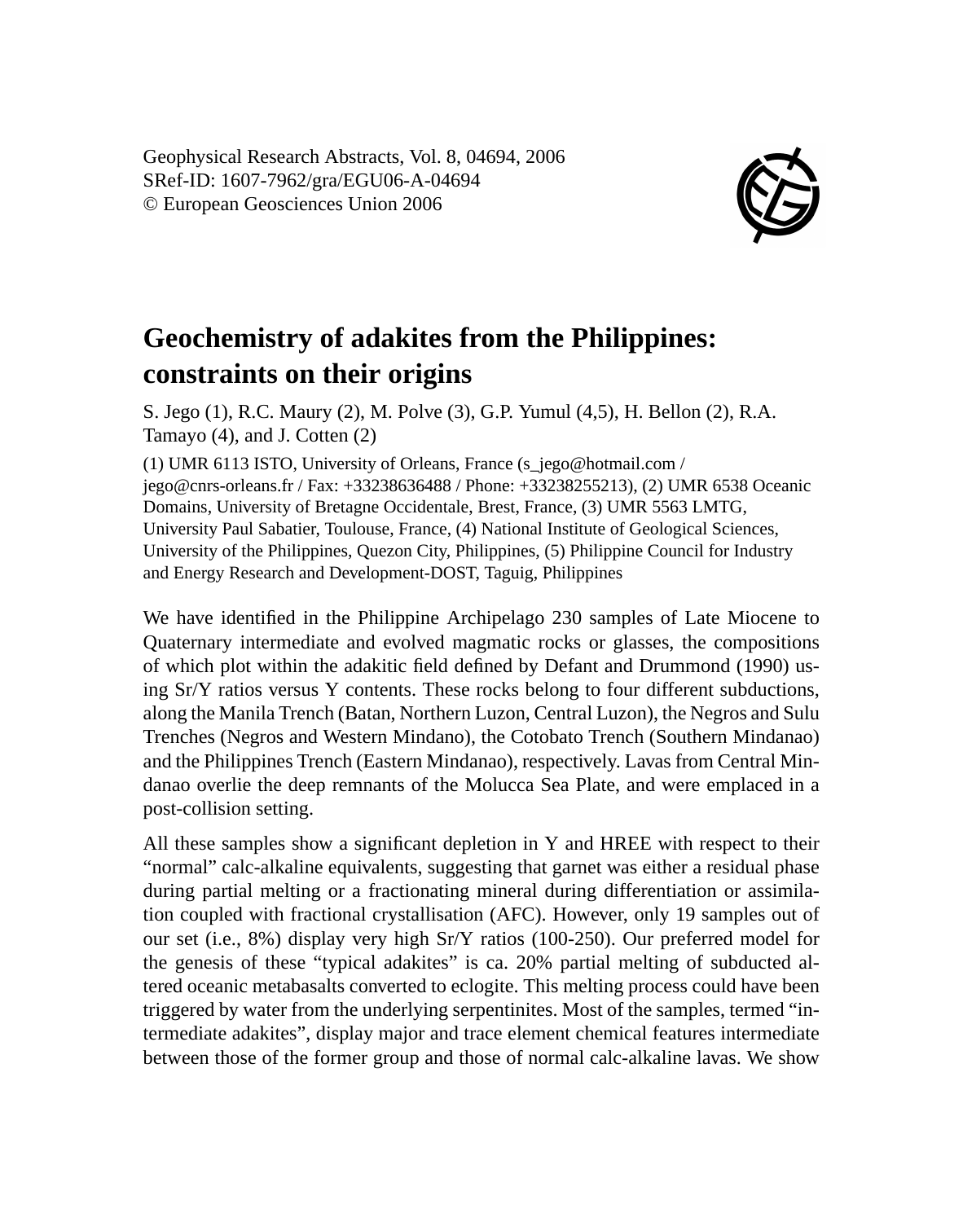Geophysical Research Abstracts, Vol. 8, 04694, 2006
SRef-ID: 1607-7962/gra/EGU06-A-04694
© European Geosciences Union 2006

# Geochemistry of adakites from the Philippines: constraints on their origins

S. Jego (1), R.C. Maury (2), M. Polve (3), G.P. Yumul (4,5), H. Bellon (2), R.A. Tamayo (4), and J. Cotten (2)

(1) UMR 6113 ISTO, University of Orleans, France (s_jego@hotmail.com / jego@cnrs-orleans.fr / Fax: +33238636488 / Phone: +33238255213), (2) UMR 6538 Oceanic Domains, University of Bretagne Occidentale, Brest, France, (3) UMR 5563 LMTG, University Paul Sabatier, Toulouse, France, (4) National Institute of Geological Sciences, University of the Philippines, Quezon City, Philippines, (5) Philippine Council for Industry and Energy Research and Development-DOST, Taguig, Philippines

We have identified in the Philippine Archipelago 230 samples of Late Miocene to Quaternary intermediate and evolved magmatic rocks or glasses, the compositions of which plot within the adakitic field defined by Defant and Drummond (1990) using Sr/Y ratios versus Y contents. These rocks belong to four different subductions, along the Manila Trench (Batan, Northern Luzon, Central Luzon), the Negros and Sulu Trenches (Negros and Western Mindano), the Cotobato Trench (Southern Mindanao) and the Philippines Trench (Eastern Mindanao), respectively. Lavas from Central Mindanao overlie the deep remnants of the Molucca Sea Plate, and were emplaced in a post-collision setting.

All these samples show a significant depletion in Y and HREE with respect to their "normal" calc-alkaline equivalents, suggesting that garnet was either a residual phase during partial melting or a fractionating mineral during differentiation or assimilation coupled with fractional crystallisation (AFC). However, only 19 samples out of our set (i.e., 8%) display very high Sr/Y ratios (100-250). Our preferred model for the genesis of these "typical adakites" is ca. 20% partial melting of subducted altered oceanic metabasalts converted to eclogite. This melting process could have been triggered by water from the underlying serpentinites. Most of the samples, termed "intermediate adakites", display major and trace element chemical features intermediate between those of the former group and those of normal calc-alkaline lavas. We show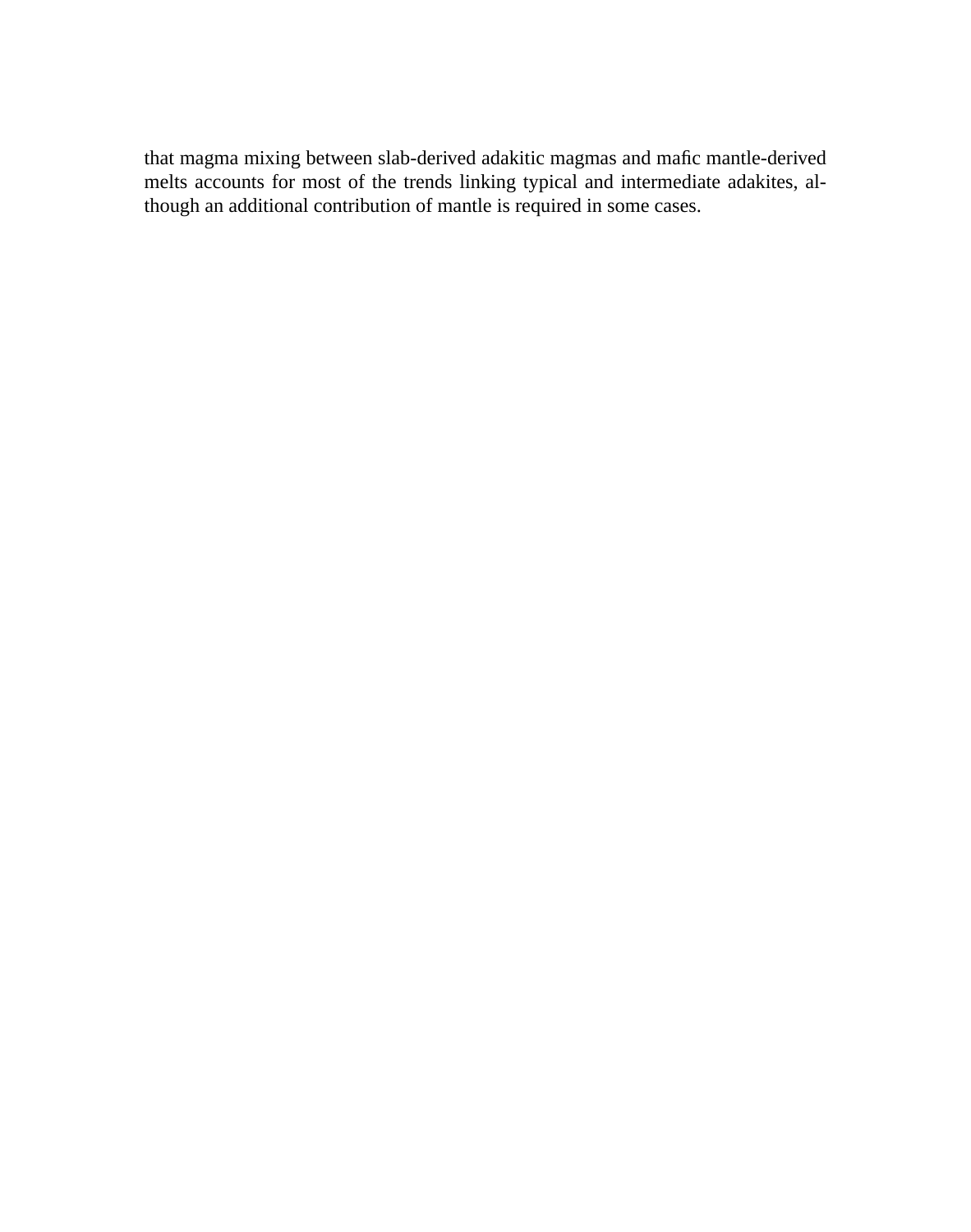that magma mixing between slab-derived adakitic magmas and mafic mantle-derived melts accounts for most of the trends linking typical and intermediate adakites, although an additional contribution of mantle is required in some cases.